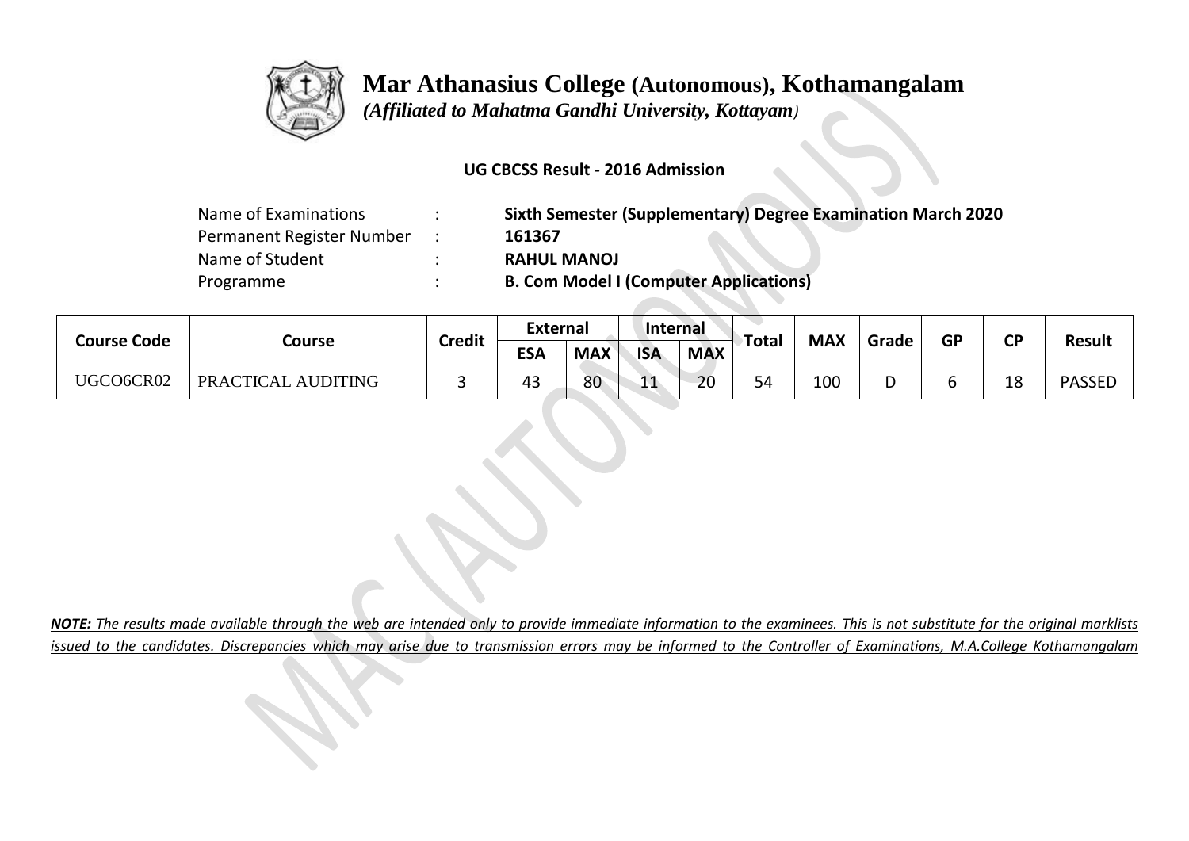# Mar Athanasius College (Autonomous), Kothamangalam

*(Affiliated to Mahatma Gandhi University, Kottayam)*

**UG CBCSS Result - 2016 Admission**

| | | |
|---|---|---|
| Name of Examinations | : | **Sixth Semester (Supplementary) Degree Examination March 2020** |
| Permanent Register Number | : | **161367** |
| Name of Student | : | **RAHUL MANOJ** |
| Programme | : | **B. Com Model I (Computer Applications)** |

| Course Code | Course | Credit | External | | Internal | | Total | MAX | Grade | GP | CP | Result |
|---|---|---|---|---|---|---|---|---|---|---|---|---|
| | | | ESA | MAX | ISA | MAX | | | | | | |
| UGCO6CR02 | PRACTICAL AUDITING | 3 | 43 | 80 | 11 | 20 | 54 | 100 | D | 6 | 18 | PASSED |

***NOTE:** The results made available through the web are intended only to provide immediate information to the examinees. This is not substitute for the original marklists issued to the candidates. Discrepancies which may arise due to transmission errors may be informed to the Controller of Examinations, M.A.College Kothamangalam*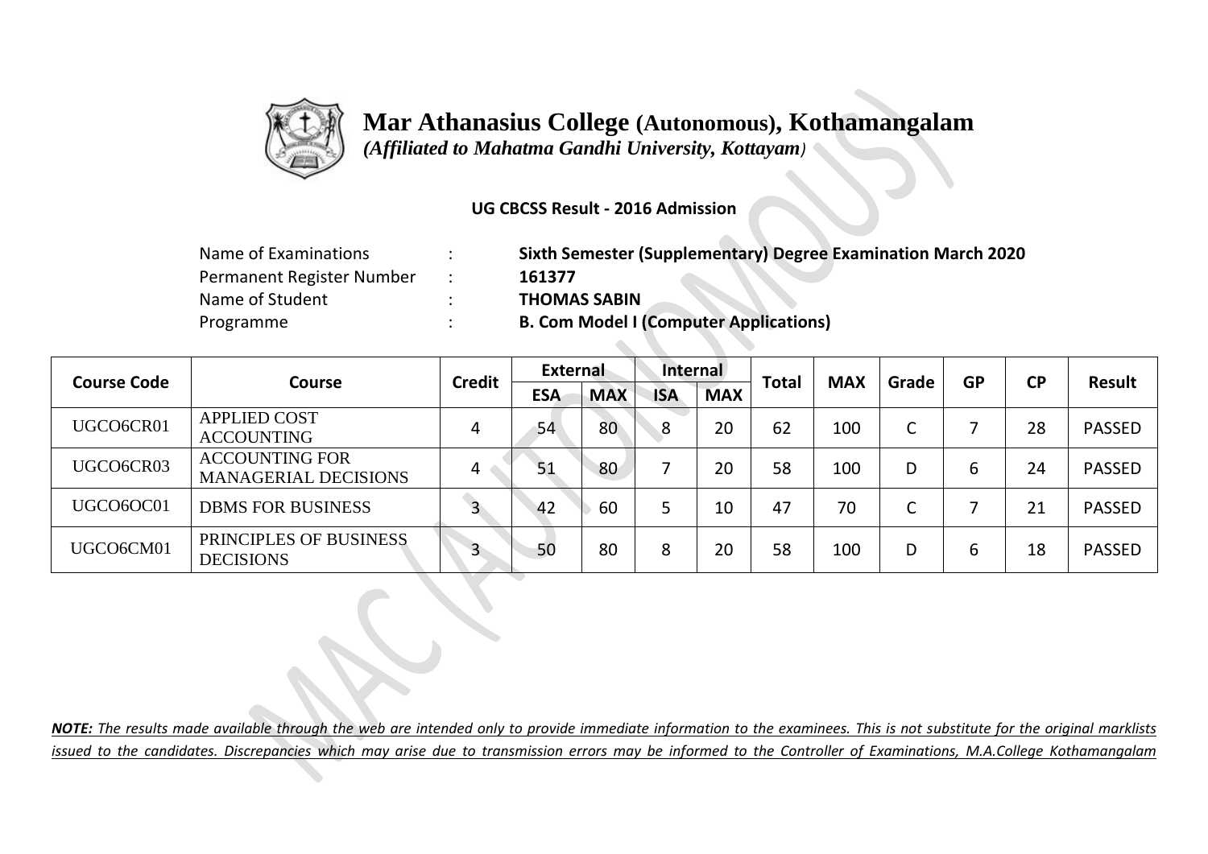# Mar Athanasius College (Autonomous), Kothamangalam

*(Affiliated to Mahatma Gandhi University, Kottayam)*

**UG CBCSS Result - 2016 Admission**

| | | |
|---|---|---|
| Name of Examinations | : | **Sixth Semester (Supplementary) Degree Examination March 2020** |
| Permanent Register Number | : | **161377** |
| Name of Student | : | **THOMAS SABIN** |
| Programme | : | **B. Com Model I (Computer Applications)** |

| Course Code | Course | Credit | External | | Internal | | Total | MAX | Grade | GP | CP | Result |
|---|---|---|---|---|---|---|---|---|---|---|---|---|
| | | | ESA | MAX | ISA | MAX | | | | | | |
| UGCO6CR01 | APPLIED COST ACCOUNTING | 4 | 54 | 80 | 8 | 20 | 62 | 100 | C | 7 | 28 | PASSED |
| UGCO6CR03 | ACCOUNTING FOR MANAGERIAL DECISIONS | 4 | 51 | 80 | 7 | 20 | 58 | 100 | D | 6 | 24 | PASSED |
| UGCO6OC01 | DBMS FOR BUSINESS | 3 | 42 | 60 | 5 | 10 | 47 | 70 | C | 7 | 21 | PASSED |
| UGCO6CM01 | PRINCIPLES OF BUSINESS DECISIONS | 3 | 50 | 80 | 8 | 20 | 58 | 100 | D | 6 | 18 | PASSED |

***NOTE:*** *The results made available through the web are intended only to provide immediate information to the examinees. This is not substitute for the original marklists issued to the candidates. Discrepancies which may arise due to transmission errors may be informed to the Controller of Examinations, M.A.College Kothamangalam*